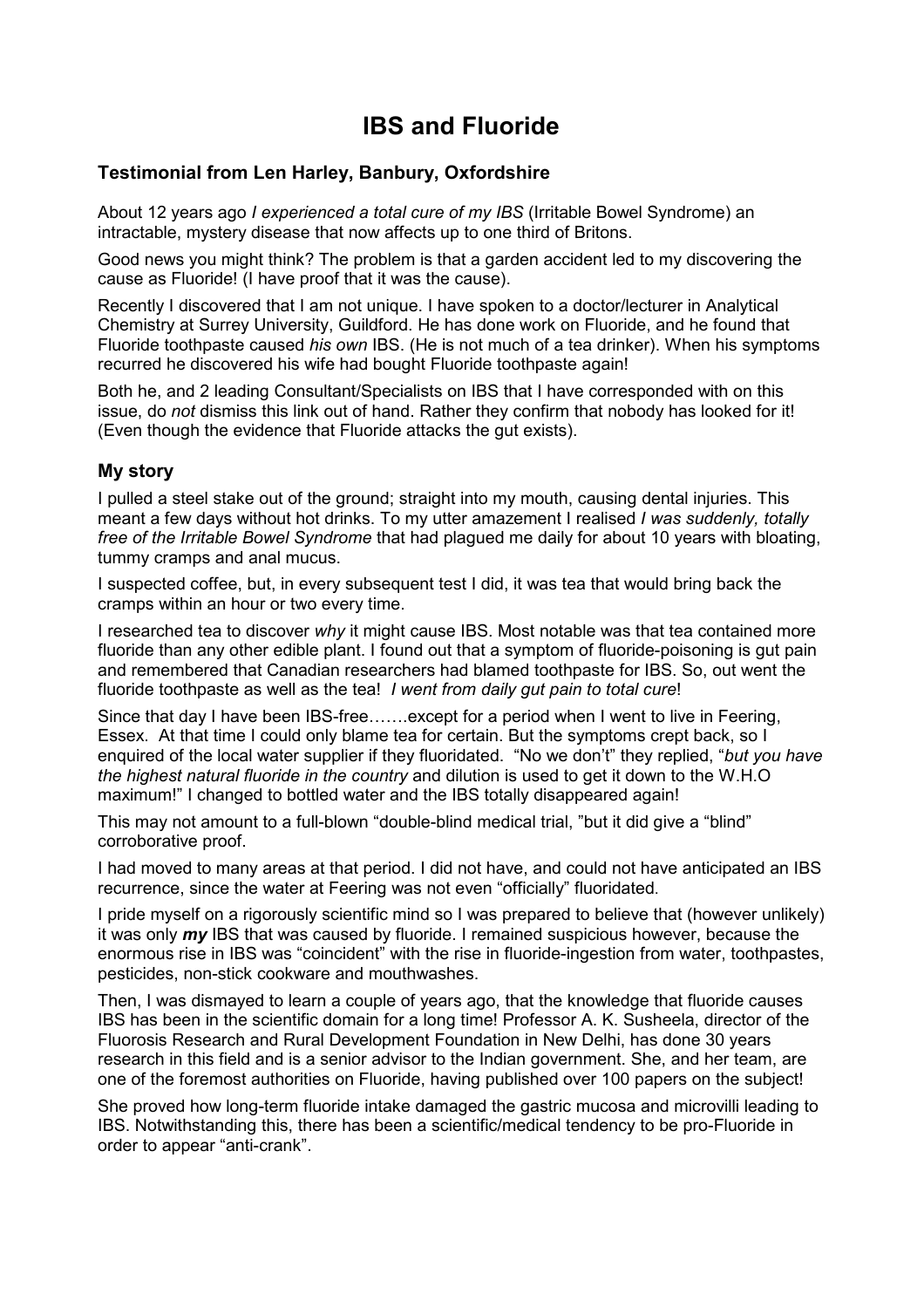# IBS and Fluoride

### Testimonial from Len Harley, Banbury, Oxfordshire

About 12 years ago *I experienced a total cure of my IBS* (Irritable Bowel Syndrome) an intractable, mystery disease that now affects up to one third of Britons.

Good news you might think? The problem is that a garden accident led to my discovering the cause as Fluoride! (I have proof that it was the cause).

Recently I discovered that I am not unique. I have spoken to a doctor/lecturer in Analytical Chemistry at Surrey University, Guildford. He has done work on Fluoride, and he found that Fluoride toothpaste caused *his own* IBS. (He is not much of a tea drinker). When his symptoms recurred he discovered his wife had bought Fluoride toothpaste again!

Both he, and 2 leading Consultant/Specialists on IBS that I have corresponded with on this issue, do *not* dismiss this link out of hand. Rather they confirm that nobody has looked for it! (Even though the evidence that Fluoride attacks the gut exists).

## My story

I pulled a steel stake out of the ground; straight into my mouth, causing dental injuries. This meant a few days without hot drinks. To my utter amazement I realised *I was suddenly, totally free of the Irritable Bowel Syndrome* that had plagued me daily for about 10 years with bloating, tummy cramps and anal mucus.

I suspected coffee, but, in every subsequent test I did, it was tea that would bring back the cramps within an hour or two every time.

I researched tea to discover *why* it might cause IBS. Most notable was that tea contained more fluoride than any other edible plant. I found out that a symptom of fluoride-poisoning is gut pain and remembered that Canadian researchers had blamed toothpaste for IBS. So, out went the fluoride toothpaste as well as the tea! *I went from daily gut pain to total cure*!

Since that day I have been IBS-free…….except for a period when I went to live in Feering, Essex. At that time I could only blame tea for certain. But the symptoms crept back, so I enquired of the local water supplier if they fluoridated. "No we don't" they replied, "*but you have the highest natural fluoride in the country* and dilution is used to get it down to the W.H.O maximum!" I changed to bottled water and the IBS totally disappeared again!

This may not amount to a full-blown "double-blind medical trial, "but it did give a "blind" corroborative proof.

I had moved to many areas at that period. I did not have, and could not have anticipated an IBS recurrence, since the water at Feering was not even "officially" fluoridated.

I pride myself on a rigorously scientific mind so I was prepared to believe that (however unlikely) it was only ***my*** IBS that was caused by fluoride. I remained suspicious however, because the enormous rise in IBS was "coincident" with the rise in fluoride-ingestion from water, toothpastes, pesticides, non-stick cookware and mouthwashes.

Then, I was dismayed to learn a couple of years ago, that the knowledge that fluoride causes IBS has been in the scientific domain for a long time! Professor A. K. Susheela, director of the Fluorosis Research and Rural Development Foundation in New Delhi, has done 30 years research in this field and is a senior advisor to the Indian government. She, and her team, are one of the foremost authorities on Fluoride, having published over 100 papers on the subject!

She proved how long-term fluoride intake damaged the gastric mucosa and microvilli leading to IBS. Notwithstanding this, there has been a scientific/medical tendency to be pro-Fluoride in order to appear "anti-crank".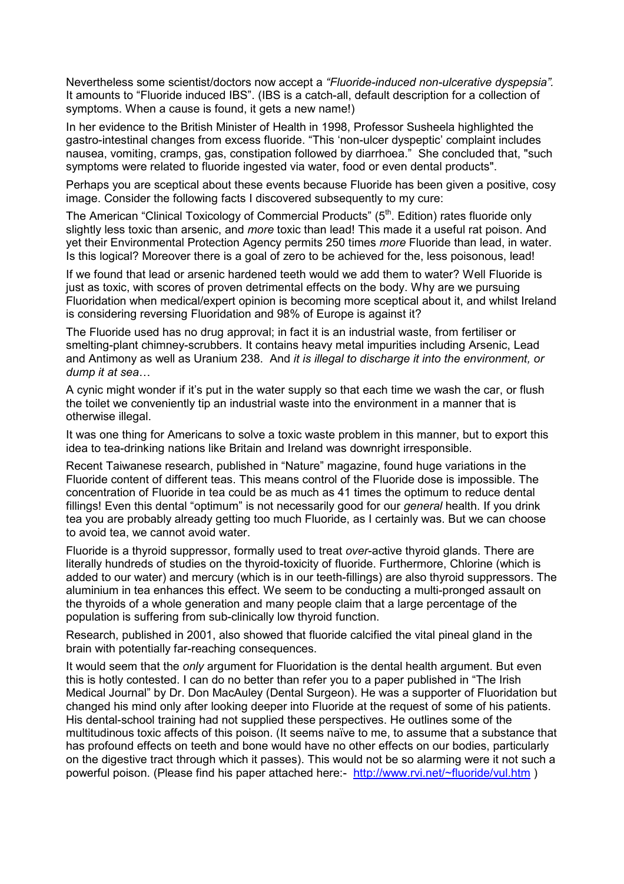Nevertheless some scientist/doctors now accept a *"Fluoride-induced non-ulcerative dyspepsia".* It amounts to "Fluoride induced IBS". (IBS is a catch-all, default description for a collection of symptoms. When a cause is found, it gets a new name!)

In her evidence to the British Minister of Health in 1998, Professor Susheela highlighted the gastro-intestinal changes from excess fluoride. "This 'non-ulcer dyspeptic' complaint includes nausea, vomiting, cramps, gas, constipation followed by diarrhoea." She concluded that, "such symptoms were related to fluoride ingested via water, food or even dental products".

Perhaps you are sceptical about these events because Fluoride has been given a positive, cosy image. Consider the following facts I discovered subsequently to my cure:

The American "Clinical Toxicology of Commercial Products" (5th. Edition) rates fluoride only slightly less toxic than arsenic, and *more* toxic than lead! This made it a useful rat poison. And yet their Environmental Protection Agency permits 250 times *more* Fluoride than lead, in water. Is this logical? Moreover there is a goal of zero to be achieved for the, less poisonous, lead!

If we found that lead or arsenic hardened teeth would we add them to water? Well Fluoride is just as toxic, with scores of proven detrimental effects on the body. Why are we pursuing Fluoridation when medical/expert opinion is becoming more sceptical about it, and whilst Ireland is considering reversing Fluoridation and 98% of Europe is against it?

The Fluoride used has no drug approval; in fact it is an industrial waste, from fertiliser or smelting-plant chimney-scrubbers. It contains heavy metal impurities including Arsenic, Lead and Antimony as well as Uranium 238. And *it is illegal to discharge it into the environment, or dump it at sea*…

A cynic might wonder if it's put in the water supply so that each time we wash the car, or flush the toilet we conveniently tip an industrial waste into the environment in a manner that is otherwise illegal.

It was one thing for Americans to solve a toxic waste problem in this manner, but to export this idea to tea-drinking nations like Britain and Ireland was downright irresponsible.

Recent Taiwanese research, published in "Nature" magazine, found huge variations in the Fluoride content of different teas. This means control of the Fluoride dose is impossible. The concentration of Fluoride in tea could be as much as 41 times the optimum to reduce dental fillings! Even this dental "optimum" is not necessarily good for our *general* health. If you drink tea you are probably already getting too much Fluoride, as I certainly was. But we can choose to avoid tea, we cannot avoid water.

Fluoride is a thyroid suppressor, formally used to treat *over*-active thyroid glands. There are literally hundreds of studies on the thyroid-toxicity of fluoride. Furthermore, Chlorine (which is added to our water) and mercury (which is in our teeth-fillings) are also thyroid suppressors. The aluminium in tea enhances this effect. We seem to be conducting a multi-pronged assault on the thyroids of a whole generation and many people claim that a large percentage of the population is suffering from sub-clinically low thyroid function.

Research, published in 2001, also showed that fluoride calcified the vital pineal gland in the brain with potentially far-reaching consequences.

It would seem that the *only* argument for Fluoridation is the dental health argument. But even this is hotly contested. I can do no better than refer you to a paper published in "The Irish Medical Journal" by Dr. Don MacAuley (Dental Surgeon). He was a supporter of Fluoridation but changed his mind only after looking deeper into Fluoride at the request of some of his patients. His dental-school training had not supplied these perspectives. He outlines some of the multitudinous toxic affects of this poison. (It seems naïve to me, to assume that a substance that has profound effects on teeth and bone would have no other effects on our bodies, particularly on the digestive tract through which it passes). This would not be so alarming were it not such a powerful poison. (Please find his paper attached here:- http://www.rvi.net/~fluoride/vul.htm )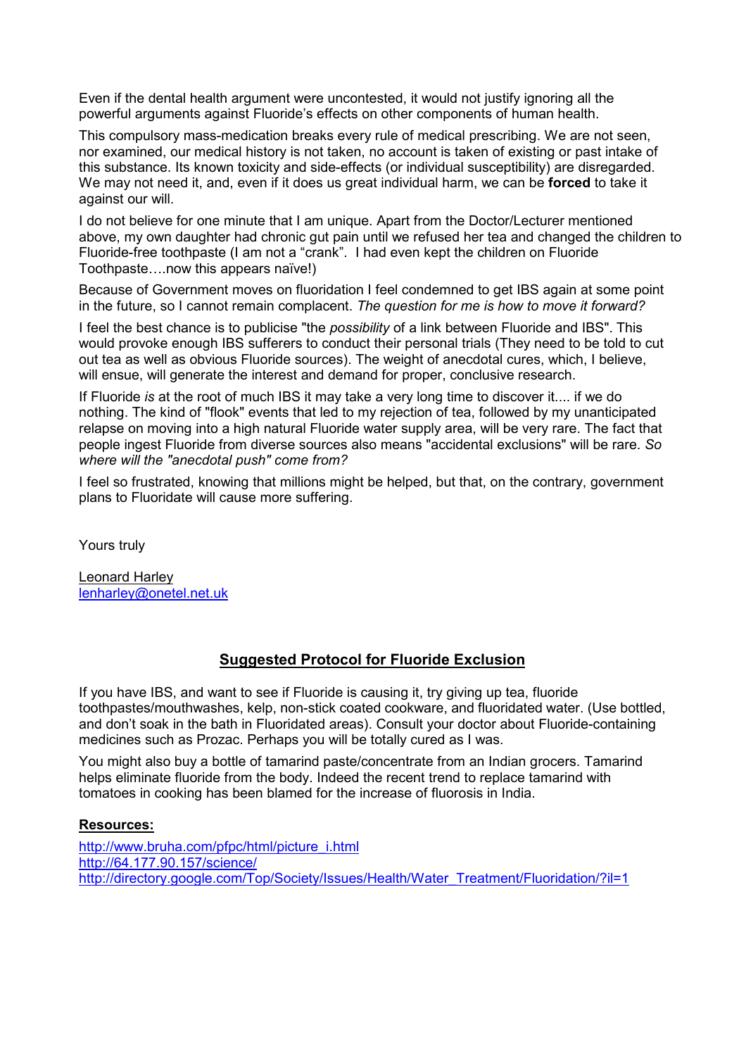Even if the dental health argument were uncontested, it would not justify ignoring all the powerful arguments against Fluoride's effects on other components of human health.

This compulsory mass-medication breaks every rule of medical prescribing. We are not seen, nor examined, our medical history is not taken, no account is taken of existing or past intake of this substance. Its known toxicity and side-effects (or individual susceptibility) are disregarded. We may not need it, and, even if it does us great individual harm, we can be **forced** to take it against our will.

I do not believe for one minute that I am unique. Apart from the Doctor/Lecturer mentioned above, my own daughter had chronic gut pain until we refused her tea and changed the children to Fluoride-free toothpaste (I am not a "crank". I had even kept the children on Fluoride Toothpaste….now this appears naïve!)

Because of Government moves on fluoridation I feel condemned to get IBS again at some point in the future, so I cannot remain complacent. *The question for me is how to move it forward?*

I feel the best chance is to publicise "the *possibility* of a link between Fluoride and IBS". This would provoke enough IBS sufferers to conduct their personal trials (They need to be told to cut out tea as well as obvious Fluoride sources). The weight of anecdotal cures, which, I believe, will ensue, will generate the interest and demand for proper, conclusive research.

If Fluoride *is* at the root of much IBS it may take a very long time to discover it.... if we do nothing. The kind of "flook" events that led to my rejection of tea, followed by my unanticipated relapse on moving into a high natural Fluoride water supply area, will be very rare. The fact that people ingest Fluoride from diverse sources also means "accidental exclusions" will be rare. *So where will the "anecdotal push" come from?*

I feel so frustrated, knowing that millions might be helped, but that, on the contrary, government plans to Fluoridate will cause more suffering.

Yours truly

Leonard Harley
lenharley@onetel.net.uk

## Suggested Protocol for Fluoride Exclusion

If you have IBS, and want to see if Fluoride is causing it, try giving up tea, fluoride toothpastes/mouthwashes, kelp, non-stick coated cookware, and fluoridated water. (Use bottled, and don't soak in the bath in Fluoridated areas). Consult your doctor about Fluoride-containing medicines such as Prozac. Perhaps you will be totally cured as I was.

You might also buy a bottle of tamarind paste/concentrate from an Indian grocers. Tamarind helps eliminate fluoride from the body. Indeed the recent trend to replace tamarind with tomatoes in cooking has been blamed for the increase of fluorosis in India.

**Resources:**

http://www.bruha.com/pfpc/html/picture_i.html
http://64.177.90.157/science/
http://directory.google.com/Top/Society/Issues/Health/Water_Treatment/Fluoridation/?il=1